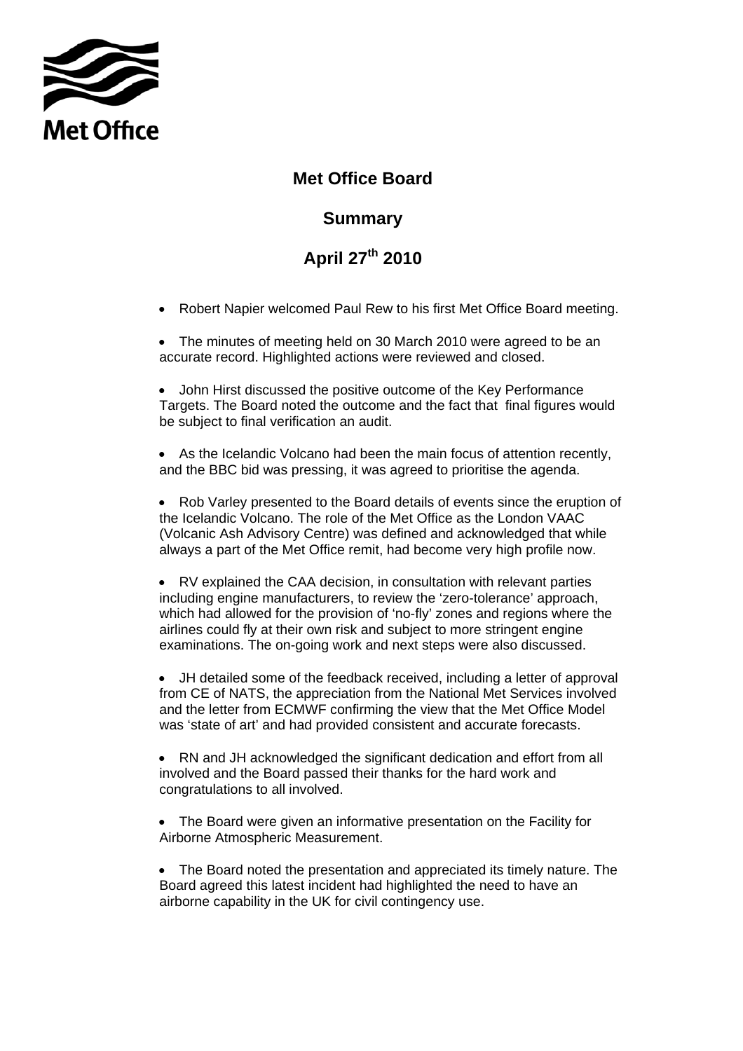Met Office

# Met Office Board

## Summary

## April 27th 2010

- Robert Napier welcomed Paul Rew to his first Met Office Board meeting.

- The minutes of meeting held on 30 March 2010 were agreed to be an accurate record. Highlighted actions were reviewed and closed.

- John Hirst discussed the positive outcome of the Key Performance Targets. The Board noted the outcome and the fact that final figures would be subject to final verification an audit.

- As the Icelandic Volcano had been the main focus of attention recently, and the BBC bid was pressing, it was agreed to prioritise the agenda.

- Rob Varley presented to the Board details of events since the eruption of the Icelandic Volcano. The role of the Met Office as the London VAAC (Volcanic Ash Advisory Centre) was defined and acknowledged that while always a part of the Met Office remit, had become very high profile now.

- RV explained the CAA decision, in consultation with relevant parties including engine manufacturers, to review the 'zero-tolerance' approach, which had allowed for the provision of 'no-fly' zones and regions where the airlines could fly at their own risk and subject to more stringent engine examinations. The on-going work and next steps were also discussed.

- JH detailed some of the feedback received, including a letter of approval from CE of NATS, the appreciation from the National Met Services involved and the letter from ECMWF confirming the view that the Met Office Model was 'state of art' and had provided consistent and accurate forecasts.

- RN and JH acknowledged the significant dedication and effort from all involved and the Board passed their thanks for the hard work and congratulations to all involved.

- The Board were given an informative presentation on the Facility for Airborne Atmospheric Measurement.

- The Board noted the presentation and appreciated its timely nature. The Board agreed this latest incident had highlighted the need to have an airborne capability in the UK for civil contingency use.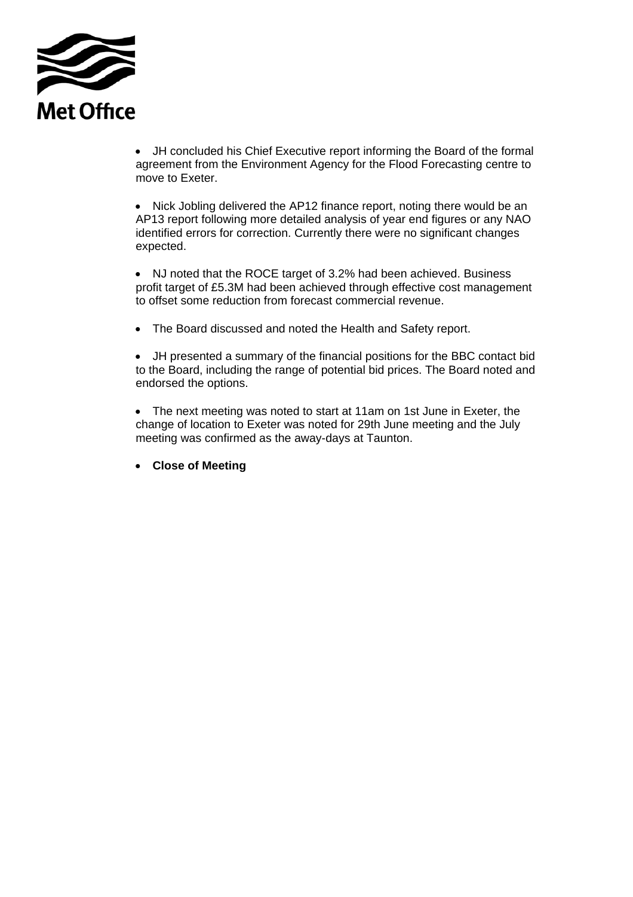- JH concluded his Chief Executive report informing the Board of the formal agreement from the Environment Agency for the Flood Forecasting centre to move to Exeter.

- Nick Jobling delivered the AP12 finance report, noting there would be an AP13 report following more detailed analysis of year end figures or any NAO identified errors for correction. Currently there were no significant changes expected.

- NJ noted that the ROCE target of 3.2% had been achieved. Business profit target of £5.3M had been achieved through effective cost management to offset some reduction from forecast commercial revenue.

- The Board discussed and noted the Health and Safety report.

- JH presented a summary of the financial positions for the BBC contact bid to the Board, including the range of potential bid prices. The Board noted and endorsed the options.

- The next meeting was noted to start at 11am on 1st June in Exeter, the change of location to Exeter was noted for 29th June meeting and the July meeting was confirmed as the away-days at Taunton.

- **Close of Meeting**